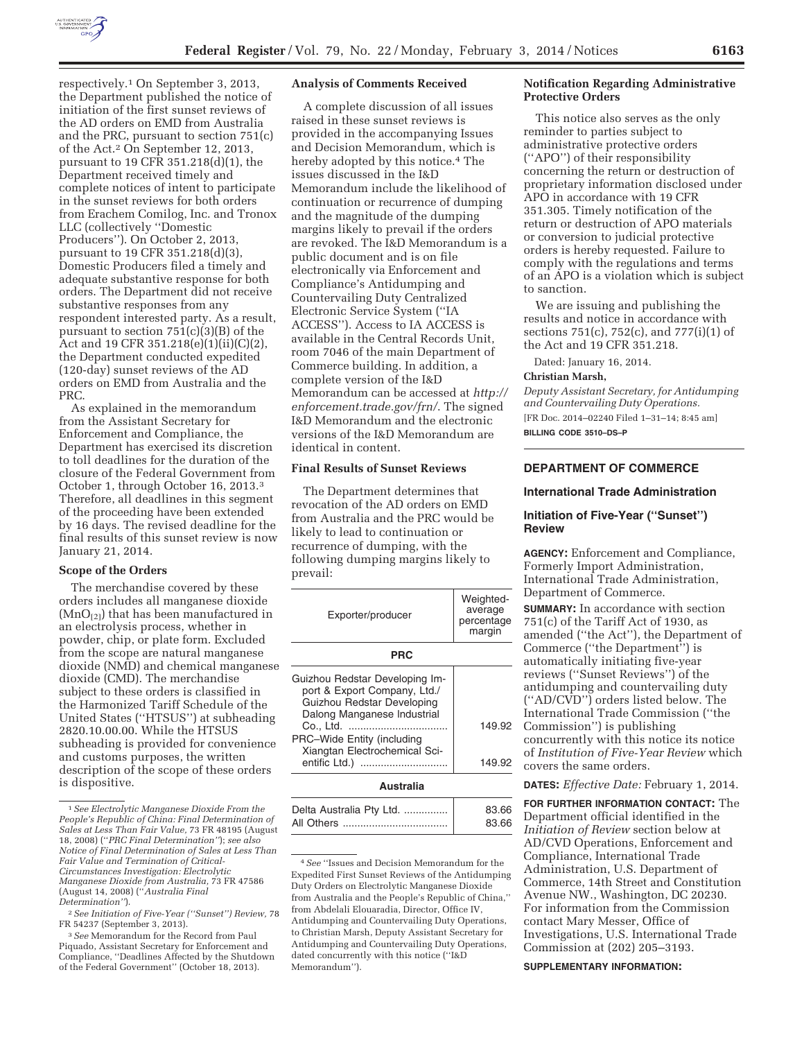respectively.[1] On September 3, 2013, the Department published the notice of initiation of the first sunset reviews of the AD orders on EMD from Australia and the PRC, pursuant to section 751(c) of the Act.[2] On September 12, 2013, pursuant to 19 CFR 351.218(d)(1), the Department received timely and complete notices of intent to participate in the sunset reviews for both orders from Erachem Comilog, Inc. and Tronox LLC (collectively "Domestic Producers"). On October 2, 2013, pursuant to 19 CFR 351.218(d)(3), Domestic Producers filed a timely and adequate substantive response for both orders. The Department did not receive substantive responses from any respondent interested party. As a result, pursuant to section 751(c)(3)(B) of the Act and 19 CFR 351.218(e)(1)(ii)(C)(2), the Department conducted expedited (120-day) sunset reviews of the AD orders on EMD from Australia and the PRC.

As explained in the memorandum from the Assistant Secretary for Enforcement and Compliance, the Department has exercised its discretion to toll deadlines for the duration of the closure of the Federal Government from October 1, through October 16, 2013.[3] Therefore, all deadlines in this segment of the proceeding have been extended by 16 days. The revised deadline for the final results of this sunset review is now January 21, 2014.

### Scope of the Orders

The merchandise covered by these orders includes all manganese dioxide ($MnO_{[2]}$) that has been manufactured in an electrolysis process, whether in powder, chip, or plate form. Excluded from the scope are natural manganese dioxide (NMD) and chemical manganese dioxide (CMD). The merchandise subject to these orders is classified in the Harmonized Tariff Schedule of the United States ("HTSUS") at subheading 2820.10.00.00. While the HTSUS subheading is provided for convenience and customs purposes, the written description of the scope of these orders is dispositive.

[1] *See Electrolytic Manganese Dioxide From the People's Republic of China: Final Determination of Sales at Less Than Fair Value,* 73 FR 48195 (August 18, 2008) ("*PRC Final Determination*"); *see also Notice of Final Determination of Sales at Less Than Fair Value and Termination of Critical-Circumstances Investigation: Electrolytic Manganese Dioxide from Australia,* 73 FR 47586 (August 14, 2008) ("*Australia Final Determination*").

[2] *See Initiation of Five-Year ("Sunset") Review,* 78 FR 54237 (September 3, 2013).

[3] *See* Memorandum for the Record from Paul Piquado, Assistant Secretary for Enforcement and Compliance, "Deadlines Affected by the Shutdown of the Federal Government" (October 18, 2013).

### Analysis of Comments Received

A complete discussion of all issues raised in these sunset reviews is provided in the accompanying Issues and Decision Memorandum, which is hereby adopted by this notice.[4] The issues discussed in the I&D Memorandum include the likelihood of continuation or recurrence of dumping and the magnitude of the dumping margins likely to prevail if the orders are revoked. The I&D Memorandum is a public document and is on file electronically via Enforcement and Compliance's Antidumping and Countervailing Duty Centralized Electronic Service System ("IA ACCESS"). Access to IA ACCESS is available in the Central Records Unit, room 7046 of the main Department of Commerce building. In addition, a complete version of the I&D Memorandum can be accessed at *http://enforcement.trade.gov/frn/*. The signed I&D Memorandum and the electronic versions of the I&D Memorandum are identical in content.

### Final Results of Sunset Reviews

The Department determines that revocation of the AD orders on EMD from Australia and the PRC would be likely to lead to continuation or recurrence of dumping, with the following dumping margins likely to prevail:

| Exporter/producer | Weighted-average percentage margin |
|---|---|
| **PRC** | |
| Guizhou Redstar Developing Import & Export Company, Ltd./ Guizhou Redstar Developing Dalong Manganese Industrial Co., Ltd. | 149.92 |
| PRC–Wide Entity (including Xiangtan Electrochemical Scientific Ltd.) | 149.92 |
| **Australia** | |
| Delta Australia Pty Ltd. | 83.66 |
| All Others | 83.66 |

[4] *See* "Issues and Decision Memorandum for the Expedited First Sunset Reviews of the Antidumping Duty Orders on Electrolytic Manganese Dioxide from Australia and the People's Republic of China," from Abdelali Elouaradia, Director, Office IV, Antidumping and Countervailing Duty Operations, to Christian Marsh, Deputy Assistant Secretary for Antidumping and Countervailing Duty Operations, dated concurrently with this notice ("I&D Memorandum").

### Notification Regarding Administrative Protective Orders

This notice also serves as the only reminder to parties subject to administrative protective orders ("APO") of their responsibility concerning the return or destruction of proprietary information disclosed under APO in accordance with 19 CFR 351.305. Timely notification of the return or destruction of APO materials or conversion to judicial protective orders is hereby requested. Failure to comply with the regulations and terms of an APO is a violation which is subject to sanction.

We are issuing and publishing the results and notice in accordance with sections 751(c), 752(c), and 777(i)(1) of the Act and 19 CFR 351.218.

Dated: January 16, 2014.

**Christian Marsh,**

*Deputy Assistant Secretary, for Antidumping and Countervailing Duty Operations.*

[FR Doc. 2014–02240 Filed 1–31–14; 8:45 am]

**BILLING CODE 3510–DS–P**

## DEPARTMENT OF COMMERCE

### International Trade Administration

### Initiation of Five-Year ("Sunset") Review

**AGENCY:** Enforcement and Compliance, Formerly Import Administration, International Trade Administration, Department of Commerce.

**SUMMARY:** In accordance with section 751(c) of the Tariff Act of 1930, as amended ("the Act"), the Department of Commerce ("the Department") is automatically initiating five-year reviews ("Sunset Reviews") of the antidumping and countervailing duty ("AD/CVD") orders listed below. The International Trade Commission ("the Commission") is publishing concurrently with this notice its notice of *Institution of Five-Year Review* which covers the same orders.

**DATES:** *Effective Date:* February 1, 2014.

**FOR FURTHER INFORMATION CONTACT:** The Department official identified in the *Initiation of Review* section below at AD/CVD Operations, Enforcement and Compliance, International Trade Administration, U.S. Department of Commerce, 14th Street and Constitution Avenue NW., Washington, DC 20230. For information from the Commission contact Mary Messer, Office of Investigations, U.S. International Trade Commission at (202) 205–3193.

**SUPPLEMENTARY INFORMATION:**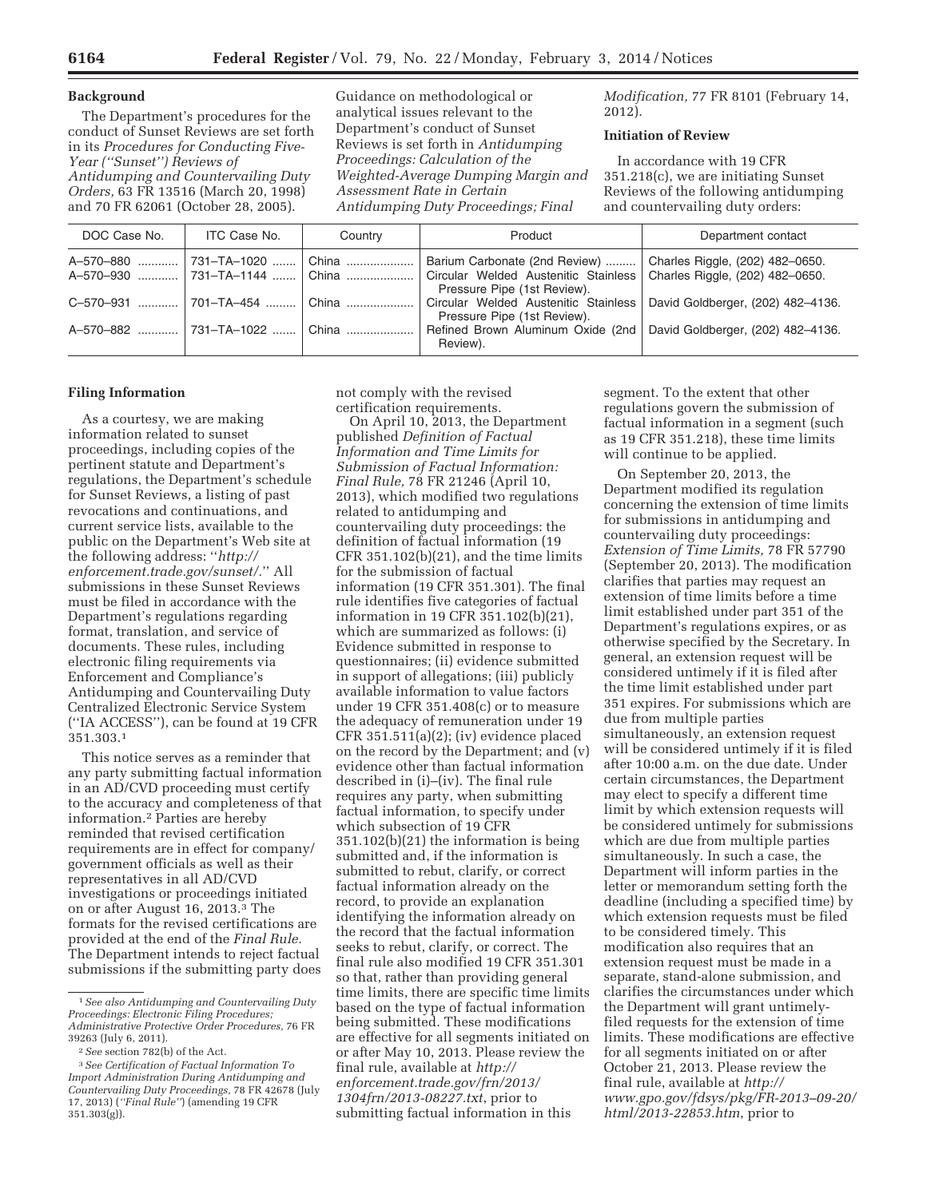## Background

The Department's procedures for the conduct of Sunset Reviews are set forth in its *Procedures for Conducting Five-Year ("Sunset") Reviews of Antidumping and Countervailing Duty Orders,* 63 FR 13516 (March 20, 1998) and 70 FR 62061 (October 28, 2005). Guidance on methodological or analytical issues relevant to the Department's conduct of Sunset Reviews is set forth in *Antidumping Proceedings: Calculation of the Weighted-Average Dumping Margin and Assessment Rate in Certain Antidumping Duty Proceedings; Final Modification,* 77 FR 8101 (February 14, 2012).

## Initiation of Review

In accordance with 19 CFR 351.218(c), we are initiating Sunset Reviews of the following antidumping and countervailing duty orders:

| DOC Case No. | ITC Case No. | Country | Product | Department contact |
|---|---|---|---|---|
| A–570–880 | 731–TA–1020 | China | Barium Carbonate (2nd Review) | Charles Riggle, (202) 482–0650. |
| A–570–930 | 731–TA–1144 | China | Circular Welded Austenitic Stainless Pressure Pipe (1st Review). | Charles Riggle, (202) 482–0650. |
| C–570–931 | 701–TA–454 | China | Circular Welded Austenitic Stainless Pressure Pipe (1st Review). | David Goldberger, (202) 482–4136. |
| A–570–882 | 731–TA–1022 | China | Refined Brown Aluminum Oxide (2nd Review). | David Goldberger, (202) 482–4136. |

## Filing Information

As a courtesy, we are making information related to sunset proceedings, including copies of the pertinent statute and Department's regulations, the Department's schedule for Sunset Reviews, a listing of past revocations and continuations, and current service lists, available to the public on the Department's Web site at the following address: "*http://enforcement.trade.gov/sunset/*." All submissions in these Sunset Reviews must be filed in accordance with the Department's regulations regarding format, translation, and service of documents. These rules, including electronic filing requirements via Enforcement and Compliance's Antidumping and Countervailing Duty Centralized Electronic Service System ("IA ACCESS"), can be found at 19 CFR 351.303.[1]

This notice serves as a reminder that any party submitting factual information in an AD/CVD proceeding must certify to the accuracy and completeness of that information.[2] Parties are hereby reminded that revised certification requirements are in effect for company/government officials as well as their representatives in all AD/CVD investigations or proceedings initiated on or after August 16, 2013.[3] The formats for the revised certifications are provided at the end of the *Final Rule.* The Department intends to reject factual submissions if the submitting party does not comply with the revised certification requirements.

On April 10, 2013, the Department published *Definition of Factual Information and Time Limits for Submission of Factual Information: Final Rule,* 78 FR 21246 (April 10, 2013), which modified two regulations related to antidumping and countervailing duty proceedings: the definition of factual information (19 CFR 351.102(b)(21), and the time limits for the submission of factual information (19 CFR 351.301). The final rule identifies five categories of factual information in 19 CFR 351.102(b)(21), which are summarized as follows: (i) Evidence submitted in response to questionnaires; (ii) evidence submitted in support of allegations; (iii) publicly available information to value factors under 19 CFR 351.408(c) or to measure the adequacy of remuneration under 19 CFR 351.511(a)(2); (iv) evidence placed on the record by the Department; and (v) evidence other than factual information described in (i)–(iv). The final rule requires any party, when submitting factual information, to specify under which subsection of 19 CFR 351.102(b)(21) the information is being submitted and, if the information is submitted to rebut, clarify, or correct factual information already on the record, to provide an explanation identifying the information already on the record that the factual information seeks to rebut, clarify, or correct. The final rule also modified 19 CFR 351.301 so that, rather than providing general time limits, there are specific time limits based on the type of factual information being submitted. These modifications are effective for all segments initiated on or after May 10, 2013. Please review the final rule, available at *http://enforcement.trade.gov/frn/2013/1304frn/2013-08227.txt*, prior to submitting factual information in this segment. To the extent that other regulations govern the submission of factual information in a segment (such as 19 CFR 351.218), these time limits will continue to be applied.

On September 20, 2013, the Department modified its regulation concerning the extension of time limits for submissions in antidumping and countervailing duty proceedings: *Extension of Time Limits,* 78 FR 57790 (September 20, 2013). The modification clarifies that parties may request an extension of time limits before a time limit established under part 351 of the Department's regulations expires, or as otherwise specified by the Secretary. In general, an extension request will be considered untimely if it is filed after the time limit established under part 351 expires. For submissions which are due from multiple parties simultaneously, an extension request will be considered untimely if it is filed after 10:00 a.m. on the due date. Under certain circumstances, the Department may elect to specify a different time limit by which extension requests will be considered untimely for submissions which are due from multiple parties simultaneously. In such a case, the Department will inform parties in the letter or memorandum setting forth the deadline (including a specified time) by which extension requests must be filed to be considered timely. This modification also requires that an extension request must be made in a separate, stand-alone submission, and clarifies the circumstances under which the Department will grant untimely-filed requests for the extension of time limits. These modifications are effective for all segments initiated on or after October 21, 2013. Please review the final rule, available at *http://www.gpo.gov/fdsys/pkg/FR-2013–09-20/html/2013-22853.htm*, prior to

---

[1] *See also Antidumping and Countervailing Duty Proceedings: Electronic Filing Procedures; Administrative Protective Order Procedures,* 76 FR 39263 (July 6, 2011).

[2] *See* section 782(b) of the Act.

[3] *See Certification of Factual Information To Import Administration During Antidumping and Countervailing Duty Proceedings,* 78 FR 42678 (July 17, 2013) (*"Final Rule"*) (amending 19 CFR 351.303(g)).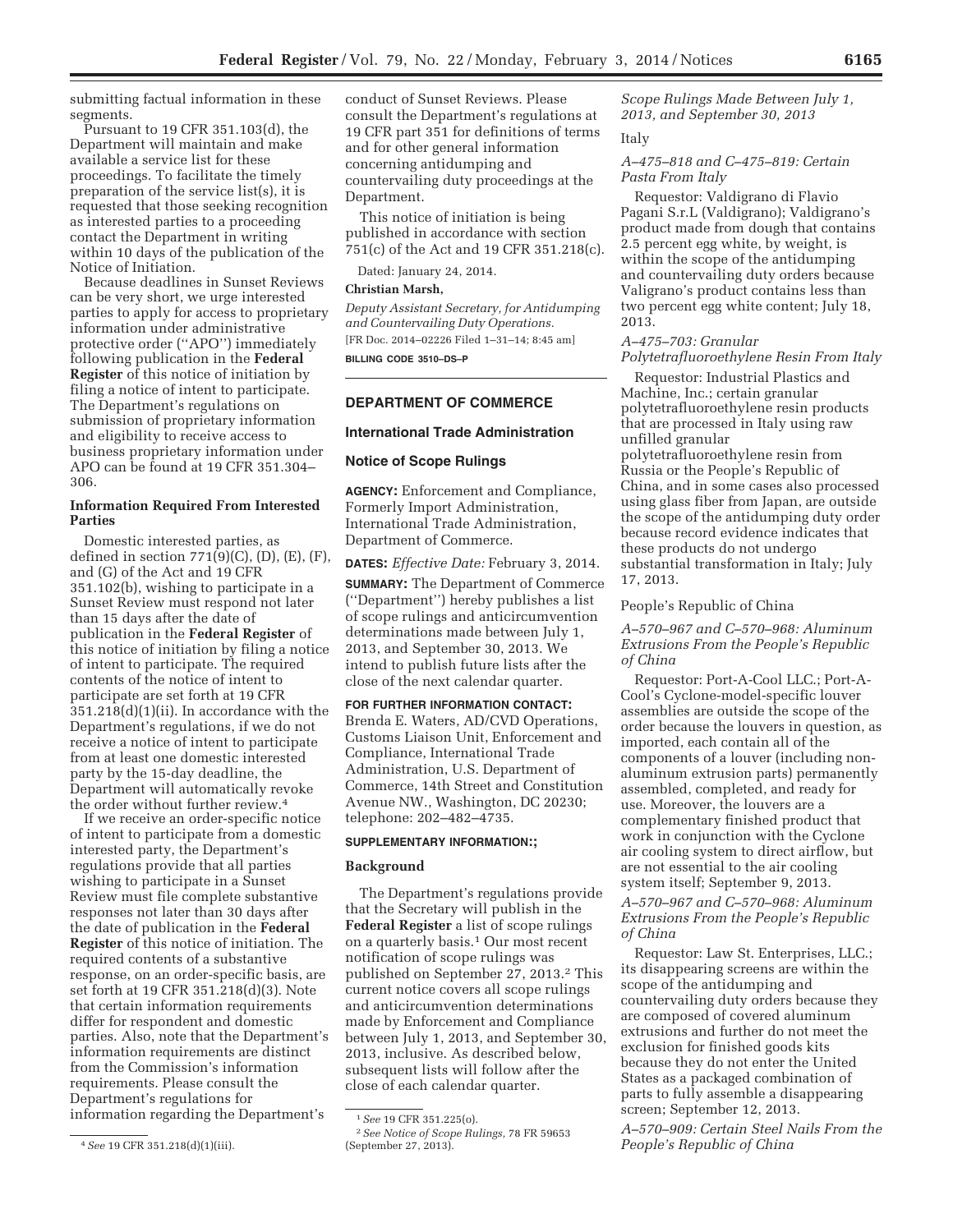submitting factual information in these segments.

Pursuant to 19 CFR 351.103(d), the Department will maintain and make available a service list for these proceedings. To facilitate the timely preparation of the service list(s), it is requested that those seeking recognition as interested parties to a proceeding contact the Department in writing within 10 days of the publication of the Notice of Initiation.

Because deadlines in Sunset Reviews can be very short, we urge interested parties to apply for access to proprietary information under administrative protective order ("APO") immediately following publication in the **Federal Register** of this notice of initiation by filing a notice of intent to participate. The Department's regulations on submission of proprietary information and eligibility to receive access to business proprietary information under APO can be found at 19 CFR 351.304–306.

### Information Required From Interested Parties

Domestic interested parties, as defined in section 771(9)(C), (D), (E), (F), and (G) of the Act and 19 CFR 351.102(b), wishing to participate in a Sunset Review must respond not later than 15 days after the date of publication in the **Federal Register** of this notice of initiation by filing a notice of intent to participate. The required contents of the notice of intent to participate are set forth at 19 CFR 351.218(d)(1)(ii). In accordance with the Department's regulations, if we do not receive a notice of intent to participate from at least one domestic interested party by the 15-day deadline, the Department will automatically revoke the order without further review.[4]

If we receive an order-specific notice of intent to participate from a domestic interested party, the Department's regulations provide that all parties wishing to participate in a Sunset Review must file complete substantive responses not later than 30 days after the date of publication in the **Federal Register** of this notice of initiation. The required contents of a substantive response, on an order-specific basis, are set forth at 19 CFR 351.218(d)(3). Note that certain information requirements differ for respondent and domestic parties. Also, note that the Department's information requirements are distinct from the Commission's information requirements. Please consult the Department's regulations for information regarding the Department's conduct of Sunset Reviews. Please consult the Department's regulations at 19 CFR part 351 for definitions of terms and for other general information concerning antidumping and countervailing duty proceedings at the Department.

This notice of initiation is being published in accordance with section 751(c) of the Act and 19 CFR 351.218(c).

Dated: January 24, 2014.

**Christian Marsh,**

*Deputy Assistant Secretary, for Antidumping and Countervailing Duty Operations.*

[FR Doc. 2014–02226 Filed 1–31–14; 8:45 am]

**BILLING CODE 3510–DS–P**

[4] *See* 19 CFR 351.218(d)(1)(iii).

---

## DEPARTMENT OF COMMERCE

### International Trade Administration

### Notice of Scope Rulings

**AGENCY:** Enforcement and Compliance, Formerly Import Administration, International Trade Administration, Department of Commerce.

**DATES:** *Effective Date:* February 3, 2014.

**SUMMARY:** The Department of Commerce ("Department") hereby publishes a list of scope rulings and anticircumvention determinations made between July 1, 2013, and September 30, 2013. We intend to publish future lists after the close of the next calendar quarter.

**FOR FURTHER INFORMATION CONTACT:** Brenda E. Waters, AD/CVD Operations, Customs Liaison Unit, Enforcement and Compliance, International Trade Administration, U.S. Department of Commerce, 14th Street and Constitution Avenue NW., Washington, DC 20230; telephone: 202–482–4735.

**SUPPLEMENTARY INFORMATION:;**

### Background

The Department's regulations provide that the Secretary will publish in the **Federal Register** a list of scope rulings on a quarterly basis.[1] Our most recent notification of scope rulings was published on September 27, 2013.[2] This current notice covers all scope rulings and anticircumvention determinations made by Enforcement and Compliance between July 1, 2013, and September 30, 2013, inclusive. As described below, subsequent lists will follow after the close of each calendar quarter.

[1] *See* 19 CFR 351.225(o).

[2] *See Notice of Scope Rulings,* 78 FR 59653 (September 27, 2013).

*Scope Rulings Made Between July 1, 2013, and September 30, 2013*

Italy

*A–475–818 and C–475–819: Certain Pasta From Italy*

Requestor: Valdigrano di Flavio Pagani S.r.L (Valdigrano); Valdigrano's product made from dough that contains 2.5 percent egg white, by weight, is within the scope of the antidumping and countervailing duty orders because Valigrano's product contains less than two percent egg white content; July 18, 2013.

*A–475–703: Granular Polytetrafluoroethylene Resin From Italy*

Requestor: Industrial Plastics and Machine, Inc.; certain granular polytetrafluoroethylene resin products that are processed in Italy using raw unfilled granular polytetrafluoroethylene resin from Russia or the People's Republic of China, and in some cases also processed using glass fiber from Japan, are outside the scope of the antidumping duty order because record evidence indicates that these products do not undergo substantial transformation in Italy; July 17, 2013.

People's Republic of China

*A–570–967 and C–570–968: Aluminum Extrusions From the People's Republic of China*

Requestor: Port-A-Cool LLC.; Port-A-Cool's Cyclone-model-specific louver assemblies are outside the scope of the order because the louvers in question, as imported, each contain all of the components of a louver (including non-aluminum extrusion parts) permanently assembled, completed, and ready for use. Moreover, the louvers are a complementary finished product that work in conjunction with the Cyclone air cooling system to direct airflow, but are not essential to the air cooling system itself; September 9, 2013.

*A–570–967 and C–570–968: Aluminum Extrusions From the People's Republic of China*

Requestor: Law St. Enterprises, LLC.; its disappearing screens are within the scope of the antidumping and countervailing duty orders because they are composed of covered aluminum extrusions and further do not meet the exclusion for finished goods kits because they do not enter the United States as a packaged combination of parts to fully assemble a disappearing screen; September 12, 2013.

*A–570–909: Certain Steel Nails From the People's Republic of China*